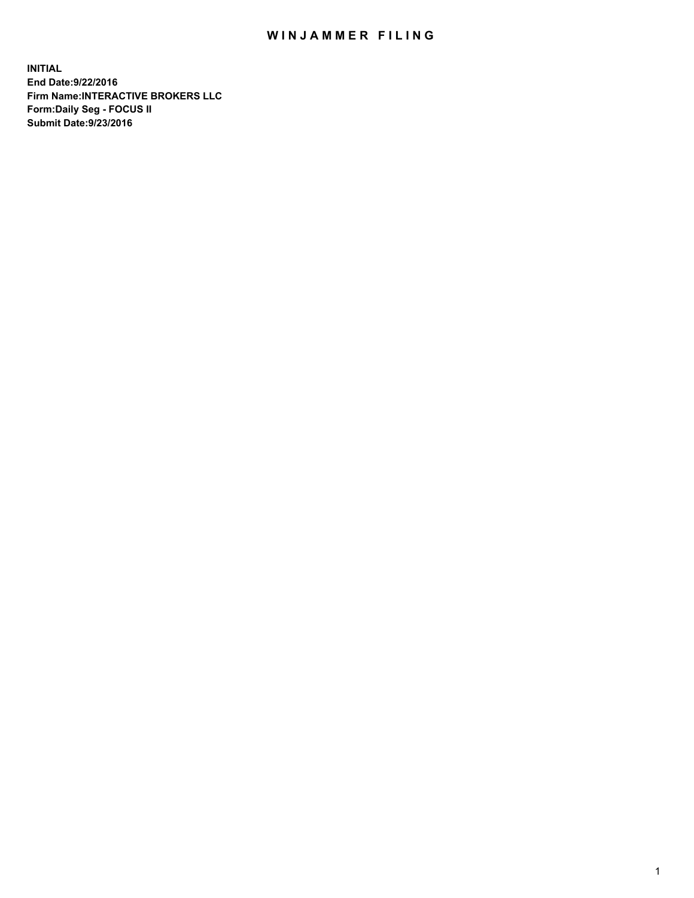# WINJAMMER FILING

**INITIAL**
**End Date:9/22/2016**
**Firm Name:INTERACTIVE BROKERS LLC**
**Form:Daily Seg - FOCUS II**
**Submit Date:9/23/2016**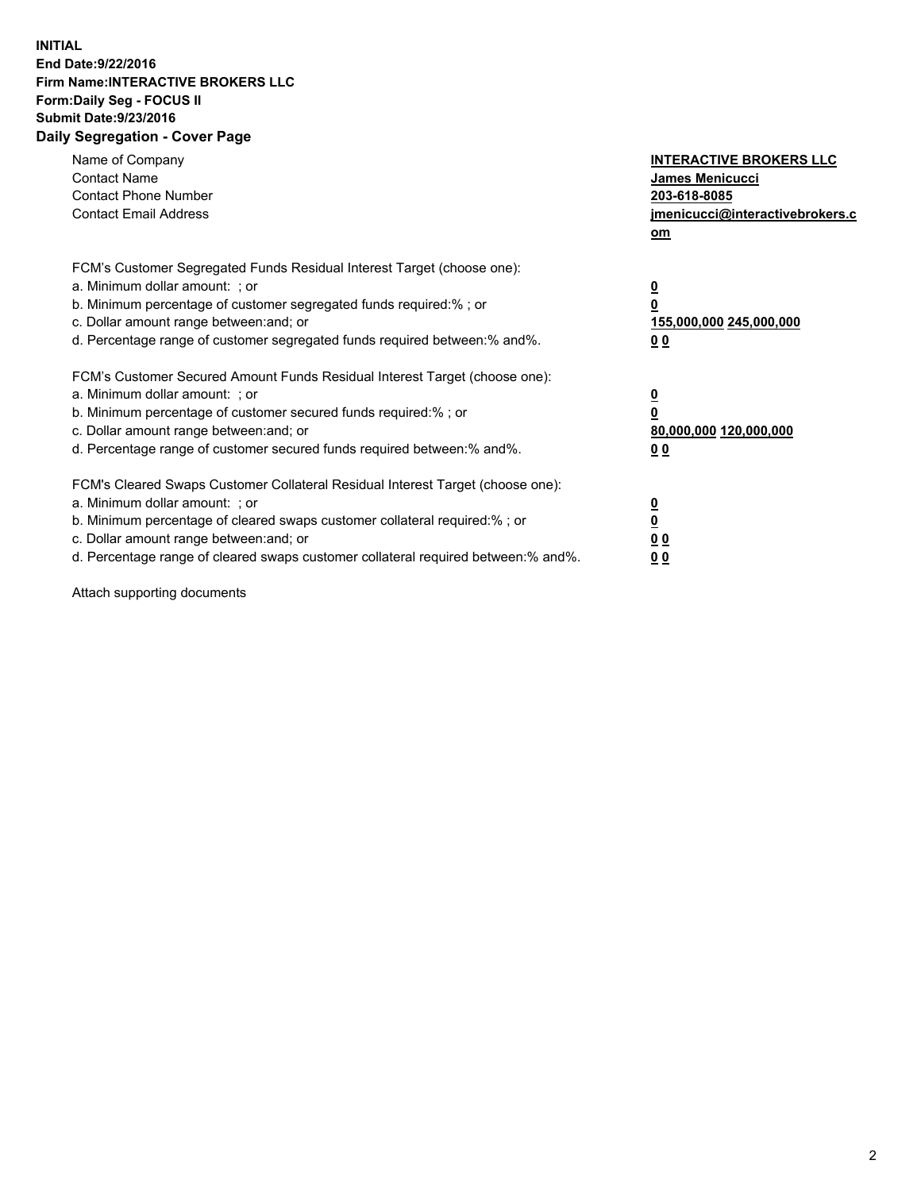**INITIAL**
**End Date:9/22/2016**
**Firm Name:INTERACTIVE BROKERS LLC**
**Form:Daily Seg - FOCUS II**
**Submit Date:9/23/2016**
**Daily Segregation - Cover Page**

| | |
|---|---|
| Name of Company | **INTERACTIVE BROKERS LLC** |
| Contact Name | **James Menicucci** |
| Contact Phone Number | **203-618-8085** |
| Contact Email Address | **jmenicucci@interactivebrokers.com** |

FCM's Customer Segregated Funds Residual Interest Target (choose one):

| | |
|---|---|
| a. Minimum dollar amount: ; or | **0** |
| b. Minimum percentage of customer segregated funds required:% ; or | **0** |
| c. Dollar amount range between:and; or | **155,000,000 245,000,000** |
| d. Percentage range of customer segregated funds required between:% and%. | **0 0** |

FCM's Customer Secured Amount Funds Residual Interest Target (choose one):

| | |
|---|---|
| a. Minimum dollar amount: ; or | **0** |
| b. Minimum percentage of customer secured funds required:% ; or | **0** |
| c. Dollar amount range between:and; or | **80,000,000 120,000,000** |
| d. Percentage range of customer secured funds required between:% and%. | **0 0** |

FCM's Cleared Swaps Customer Collateral Residual Interest Target (choose one):

| | |
|---|---|
| a. Minimum dollar amount: ; or | **0** |
| b. Minimum percentage of cleared swaps customer collateral required:% ; or | **0** |
| c. Dollar amount range between:and; or | **0 0** |
| d. Percentage range of cleared swaps customer collateral required between:% and%. | **0 0** |

Attach supporting documents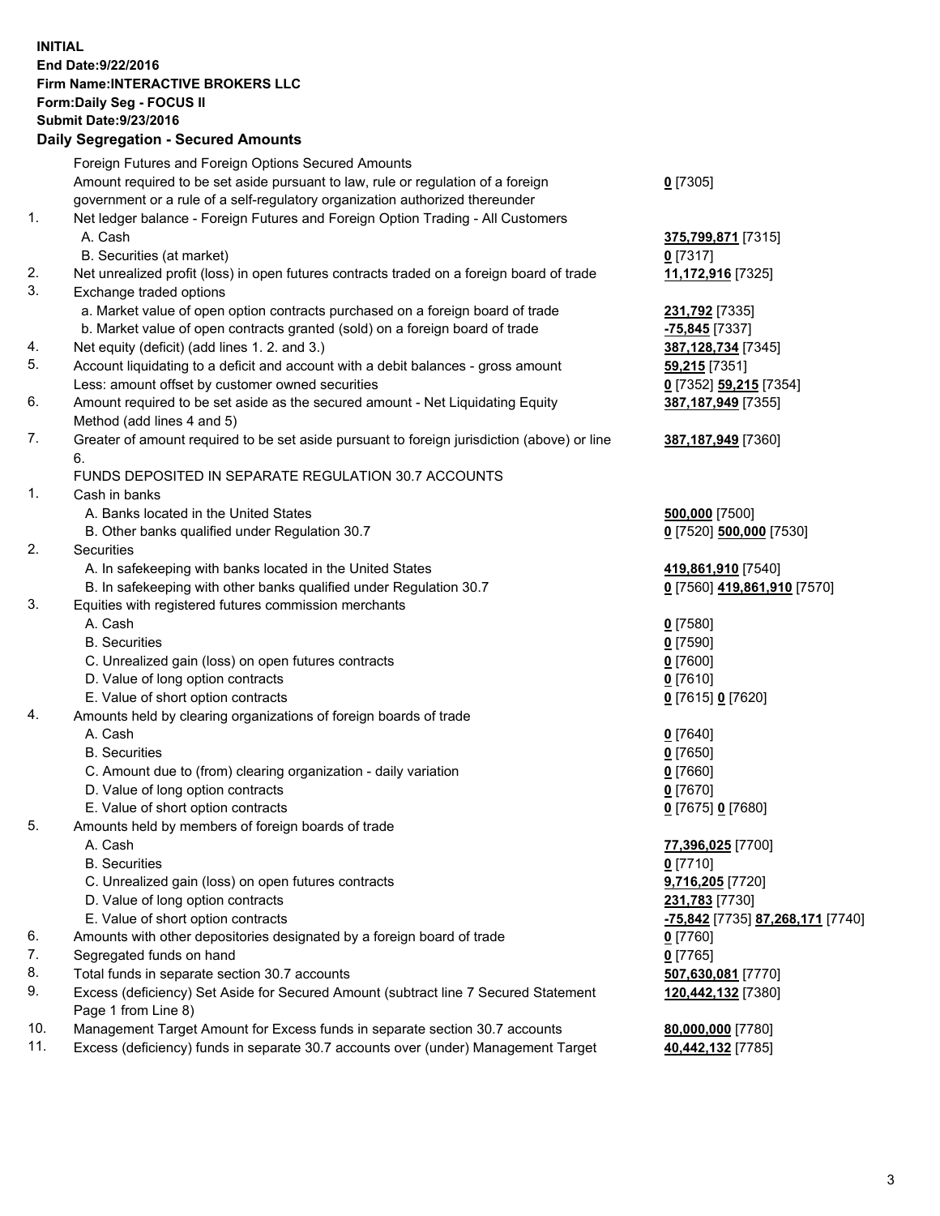**INITIAL**
**End Date:9/22/2016**
**Firm Name:INTERACTIVE BROKERS LLC**
**Form:Daily Seg - FOCUS II**
**Submit Date:9/23/2016**
**Daily Segregation - Secured Amounts**

| | | |
|---|---|---|
| | Foreign Futures and Foreign Options Secured Amounts | |
| | Amount required to be set aside pursuant to law, rule or regulation of a foreign government or a rule of a self-regulatory organization authorized thereunder | **0** [7305] |
| 1. | Net ledger balance - Foreign Futures and Foreign Option Trading - All Customers | |
| | A. Cash | **375,799,871** [7315] |
| | B. Securities (at market) | **0** [7317] |
| 2. | Net unrealized profit (loss) in open futures contracts traded on a foreign board of trade | **11,172,916** [7325] |
| 3. | Exchange traded options | |
| | a. Market value of open option contracts purchased on a foreign board of trade | **231,792** [7335] |
| | b. Market value of open contracts granted (sold) on a foreign board of trade | **-75,845** [7337] |
| 4. | Net equity (deficit) (add lines 1. 2. and 3.) | **387,128,734** [7345] |
| 5. | Account liquidating to a deficit and account with a debit balances - gross amount | **59,215** [7351] |
| | Less: amount offset by customer owned securities | **0** [7352] **59,215** [7354] |
| 6. | Amount required to be set aside as the secured amount - Net Liquidating Equity Method (add lines 4 and 5) | **387,187,949** [7355] |
| 7. | Greater of amount required to be set aside pursuant to foreign jurisdiction (above) or line 6. | **387,187,949** [7360] |
| | FUNDS DEPOSITED IN SEPARATE REGULATION 30.7 ACCOUNTS | |
| 1. | Cash in banks | |
| | A. Banks located in the United States | **500,000** [7500] |
| | B. Other banks qualified under Regulation 30.7 | **0** [7520] **500,000** [7530] |
| 2. | Securities | |
| | A. In safekeeping with banks located in the United States | **419,861,910** [7540] |
| | B. In safekeeping with other banks qualified under Regulation 30.7 | **0** [7560] **419,861,910** [7570] |
| 3. | Equities with registered futures commission merchants | |
| | A. Cash | **0** [7580] |
| | B. Securities | **0** [7590] |
| | C. Unrealized gain (loss) on open futures contracts | **0** [7600] |
| | D. Value of long option contracts | **0** [7610] |
| | E. Value of short option contracts | **0** [7615] **0** [7620] |
| 4. | Amounts held by clearing organizations of foreign boards of trade | |
| | A. Cash | **0** [7640] |
| | B. Securities | **0** [7650] |
| | C. Amount due to (from) clearing organization - daily variation | **0** [7660] |
| | D. Value of long option contracts | **0** [7670] |
| | E. Value of short option contracts | **0** [7675] **0** [7680] |
| 5. | Amounts held by members of foreign boards of trade | |
| | A. Cash | **77,396,025** [7700] |
| | B. Securities | **0** [7710] |
| | C. Unrealized gain (loss) on open futures contracts | **9,716,205** [7720] |
| | D. Value of long option contracts | **231,783** [7730] |
| | E. Value of short option contracts | **-75,842** [7735] **87,268,171** [7740] |
| 6. | Amounts with other depositories designated by a foreign board of trade | **0** [7760] |
| 7. | Segregated funds on hand | **0** [7765] |
| 8. | Total funds in separate section 30.7 accounts | **507,630,081** [7770] |
| 9. | Excess (deficiency) Set Aside for Secured Amount (subtract line 7 Secured Statement Page 1 from Line 8) | **120,442,132** [7380] |
| 10. | Management Target Amount for Excess funds in separate section 30.7 accounts | **80,000,000** [7780] |
| 11. | Excess (deficiency) funds in separate 30.7 accounts over (under) Management Target | **40,442,132** [7785] |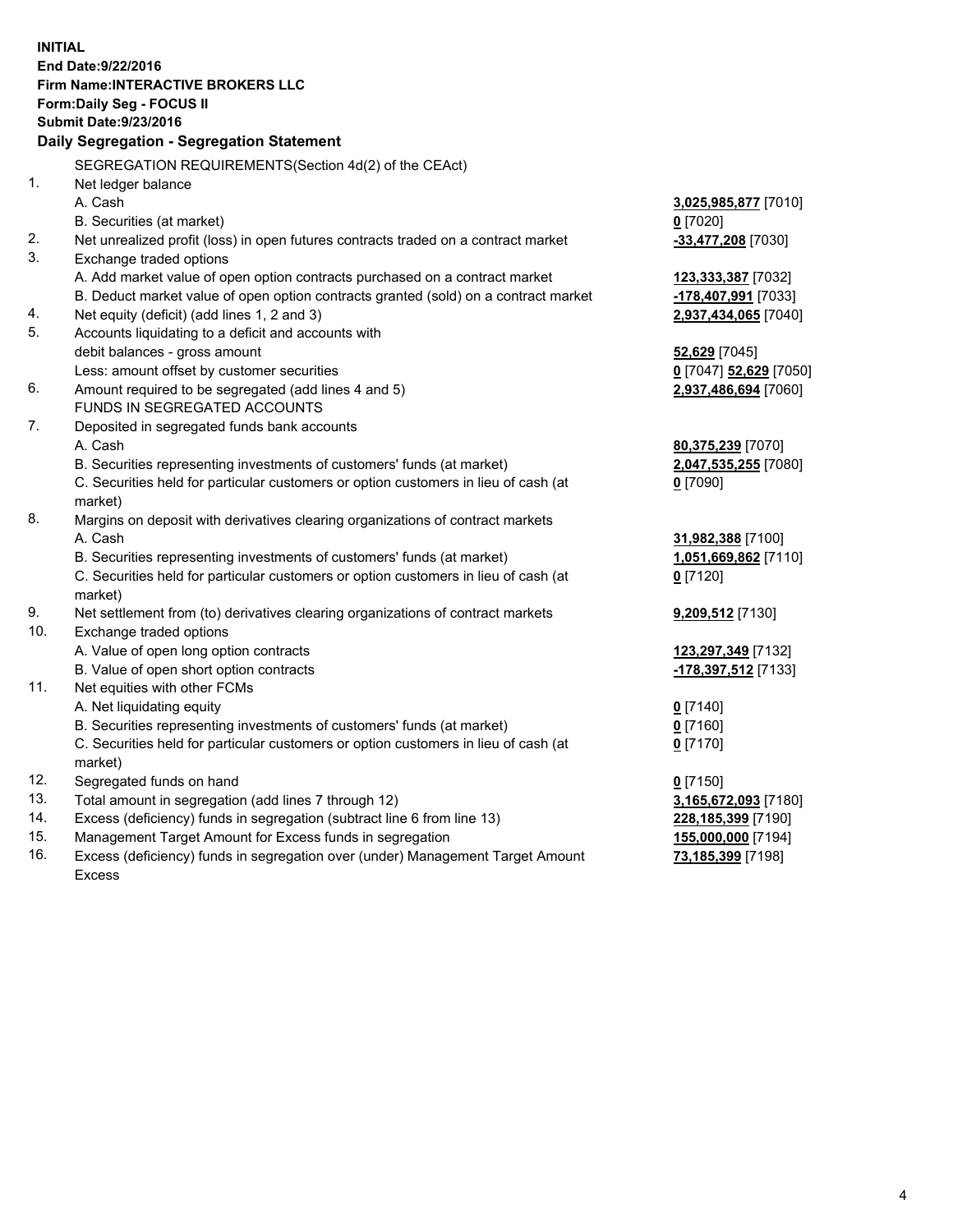**INITIAL**
**End Date:9/22/2016**
**Firm Name:INTERACTIVE BROKERS LLC**
**Form:Daily Seg - FOCUS II**
**Submit Date:9/23/2016**
**Daily Segregation - Segregation Statement**

SEGREGATION REQUIREMENTS(Section 4d(2) of the CEAct)

| | | |
|---|---|---|
| 1. | Net ledger balance | |
| | A. Cash | **3,025,985,877** [7010] |
| | B. Securities (at market) | **0** [7020] |
| 2. | Net unrealized profit (loss) in open futures contracts traded on a contract market | **-33,477,208** [7030] |
| 3. | Exchange traded options | |
| | A. Add market value of open option contracts purchased on a contract market | **123,333,387** [7032] |
| | B. Deduct market value of open option contracts granted (sold) on a contract market | **-178,407,991** [7033] |
| 4. | Net equity (deficit) (add lines 1, 2 and 3) | **2,937,434,065** [7040] |
| 5. | Accounts liquidating to a deficit and accounts with debit balances - gross amount | **52,629** [7045] |
| | Less: amount offset by customer securities | **0** [7047] **52,629** [7050] |
| 6. | Amount required to be segregated (add lines 4 and 5) | **2,937,486,694** [7060] |
| | FUNDS IN SEGREGATED ACCOUNTS | |
| 7. | Deposited in segregated funds bank accounts | |
| | A. Cash | **80,375,239** [7070] |
| | B. Securities representing investments of customers' funds (at market) | **2,047,535,255** [7080] |
| | C. Securities held for particular customers or option customers in lieu of cash (at market) | **0** [7090] |
| 8. | Margins on deposit with derivatives clearing organizations of contract markets | |
| | A. Cash | **31,982,388** [7100] |
| | B. Securities representing investments of customers' funds (at market) | **1,051,669,862** [7110] |
| | C. Securities held for particular customers or option customers in lieu of cash (at market) | **0** [7120] |
| 9. | Net settlement from (to) derivatives clearing organizations of contract markets | **9,209,512** [7130] |
| 10. | Exchange traded options | |
| | A. Value of open long option contracts | **123,297,349** [7132] |
| | B. Value of open short option contracts | **-178,397,512** [7133] |
| 11. | Net equities with other FCMs | |
| | A. Net liquidating equity | **0** [7140] |
| | B. Securities representing investments of customers' funds (at market) | **0** [7160] |
| | C. Securities held for particular customers or option customers in lieu of cash (at market) | **0** [7170] |
| 12. | Segregated funds on hand | **0** [7150] |
| 13. | Total amount in segregation (add lines 7 through 12) | **3,165,672,093** [7180] |
| 14. | Excess (deficiency) funds in segregation (subtract line 6 from line 13) | **228,185,399** [7190] |
| 15. | Management Target Amount for Excess funds in segregation | **155,000,000** [7194] |
| 16. | Excess (deficiency) funds in segregation over (under) Management Target Amount Excess | **73,185,399** [7198] |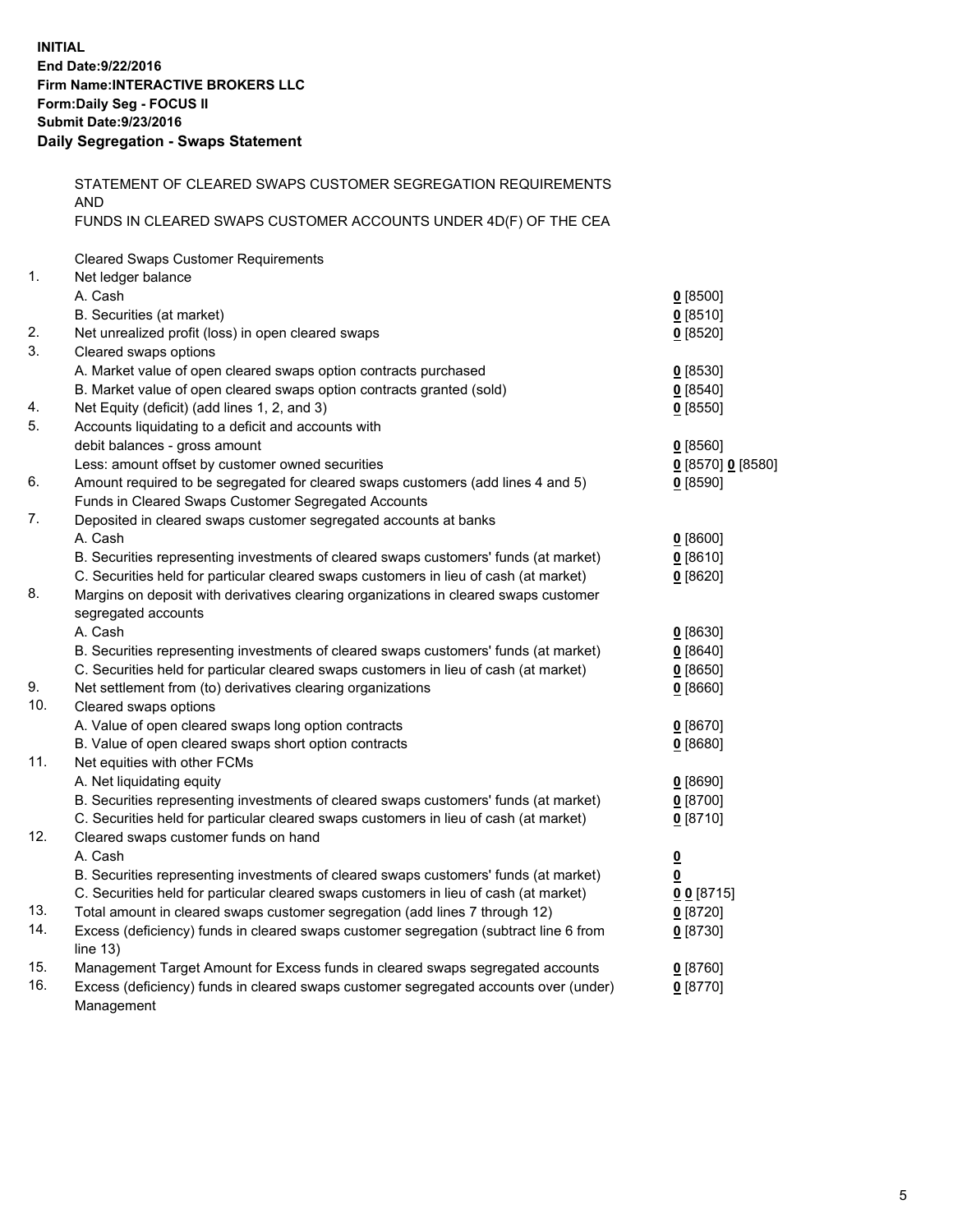**INITIAL**
**End Date:9/22/2016**
**Firm Name:INTERACTIVE BROKERS LLC**
**Form:Daily Seg - FOCUS II**
**Submit Date:9/23/2016**
**Daily Segregation - Swaps Statement**

STATEMENT OF CLEARED SWAPS CUSTOMER SEGREGATION REQUIREMENTS AND FUNDS IN CLEARED SWAPS CUSTOMER ACCOUNTS UNDER 4D(F) OF THE CEA

| | | |
|---|---|---|
| | Cleared Swaps Customer Requirements | |
| 1. | Net ledger balance | |
| | A. Cash | 0 [8500] |
| | B. Securities (at market) | 0 [8510] |
| 2. | Net unrealized profit (loss) in open cleared swaps | 0 [8520] |
| 3. | Cleared swaps options | |
| | A. Market value of open cleared swaps option contracts purchased | 0 [8530] |
| | B. Market value of open cleared swaps option contracts granted (sold) | 0 [8540] |
| 4. | Net Equity (deficit) (add lines 1, 2, and 3) | 0 [8550] |
| 5. | Accounts liquidating to a deficit and accounts with debit balances - gross amount | 0 [8560] |
| | Less: amount offset by customer owned securities | 0 [8570] 0 [8580] |
| 6. | Amount required to be segregated for cleared swaps customers (add lines 4 and 5) | 0 [8590] |
| | Funds in Cleared Swaps Customer Segregated Accounts | |
| 7. | Deposited in cleared swaps customer segregated accounts at banks | |
| | A. Cash | 0 [8600] |
| | B. Securities representing investments of cleared swaps customers' funds (at market) | 0 [8610] |
| | C. Securities held for particular cleared swaps customers in lieu of cash (at market) | 0 [8620] |
| 8. | Margins on deposit with derivatives clearing organizations in cleared swaps customer segregated accounts | |
| | A. Cash | 0 [8630] |
| | B. Securities representing investments of cleared swaps customers' funds (at market) | 0 [8640] |
| | C. Securities held for particular cleared swaps customers in lieu of cash (at market) | 0 [8650] |
| 9. | Net settlement from (to) derivatives clearing organizations | 0 [8660] |
| 10. | Cleared swaps options | |
| | A. Value of open cleared swaps long option contracts | 0 [8670] |
| | B. Value of open cleared swaps short option contracts | 0 [8680] |
| 11. | Net equities with other FCMs | |
| | A. Net liquidating equity | 0 [8690] |
| | B. Securities representing investments of cleared swaps customers' funds (at market) | 0 [8700] |
| | C. Securities held for particular cleared swaps customers in lieu of cash (at market) | 0 [8710] |
| 12. | Cleared swaps customer funds on hand | |
| | A. Cash | 0 |
| | B. Securities representing investments of cleared swaps customers' funds (at market) | 0 |
| | C. Securities held for particular cleared swaps customers in lieu of cash (at market) | 0 0 [8715] |
| 13. | Total amount in cleared swaps customer segregation (add lines 7 through 12) | 0 [8720] |
| 14. | Excess (deficiency) funds in cleared swaps customer segregation (subtract line 6 from line 13) | 0 [8730] |
| 15. | Management Target Amount for Excess funds in cleared swaps segregated accounts | 0 [8760] |
| 16. | Excess (deficiency) funds in cleared swaps customer segregated accounts over (under) Management | 0 [8770] |